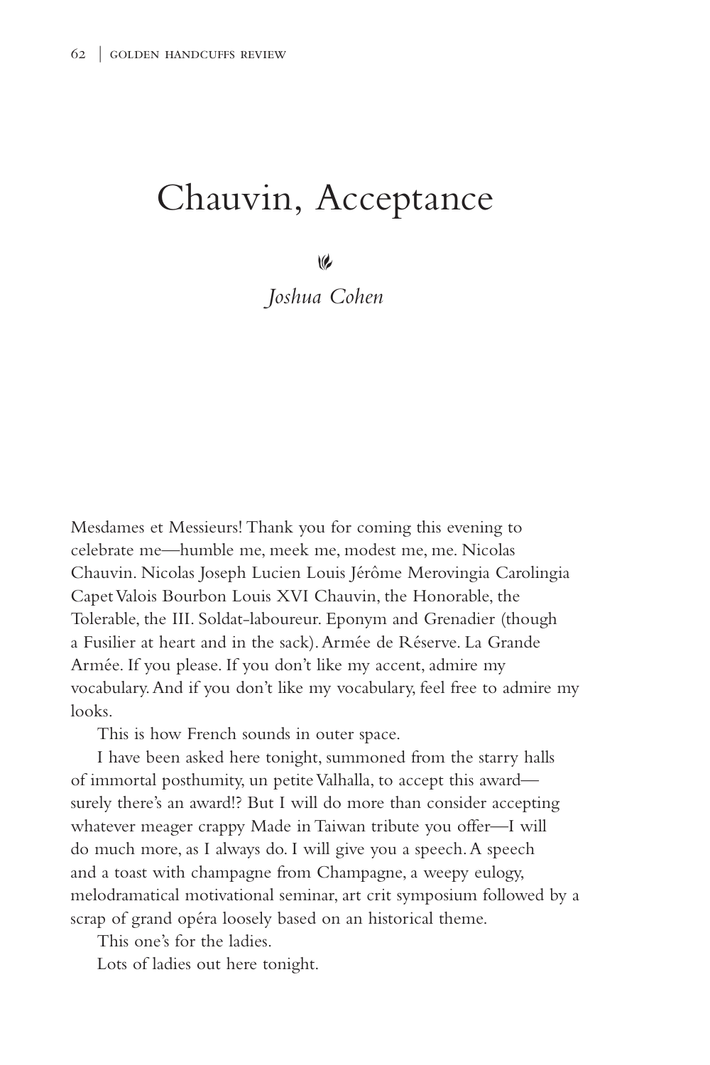# Chauvin, Acceptance

*Joshua Cohen*

Mesdames et Messieurs! Thank you for coming this evening to celebrate me—humble me, meek me, modest me, me. Nicolas Chauvin. Nicolas Joseph Lucien Louis Jérôme Merovingia Carolingia Capet Valois Bourbon Louis XVI Chauvin, the Honorable, the Tolerable, the III. Soldat-laboureur. Eponym and Grenadier (though a Fusilier at heart and in the sack). Armée de Réserve. La Grande Armée. If you please. If you don't like my accent, admire my vocabulary. And if you don't like my vocabulary, feel free to admire my looks.

This is how French sounds in outer space.

I have been asked here tonight, summoned from the starry halls of immortal posthumity, un petite Valhalla, to accept this award—surely there's an award!? But I will do more than consider accepting whatever meager crappy Made in Taiwan tribute you offer—I will do much more, as I always do. I will give you a speech. A speech and a toast with champagne from Champagne, a weepy eulogy, melodramatical motivational seminar, art crit symposium followed by a scrap of grand opéra loosely based on an historical theme.

This one's for the ladies.

Lots of ladies out here tonight.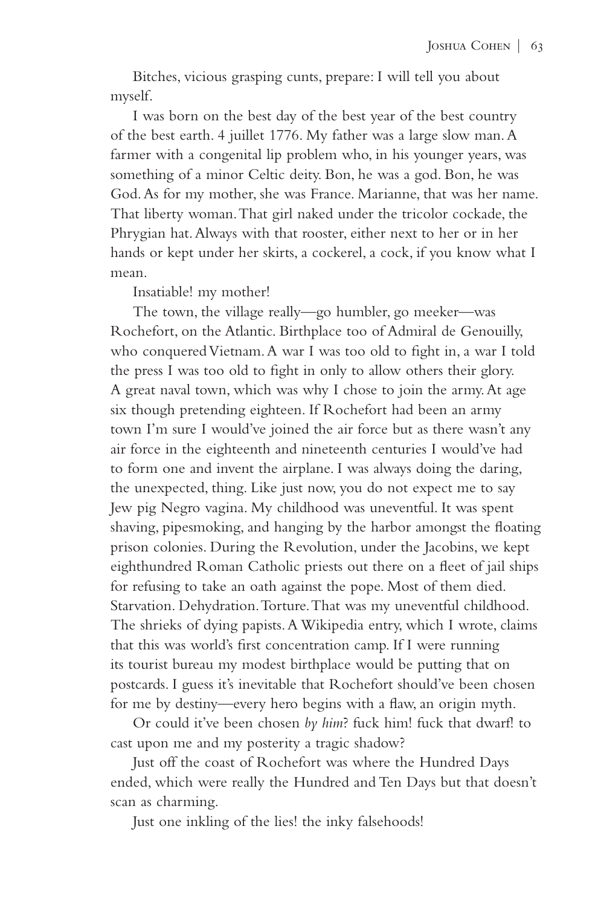Bitches, vicious grasping cunts, prepare: I will tell you about myself.

I was born on the best day of the best year of the best country of the best earth. 4 juillet 1776. My father was a large slow man. A farmer with a congenital lip problem who, in his younger years, was something of a minor Celtic deity. Bon, he was a god. Bon, he was God. As for my mother, she was France. Marianne, that was her name. That liberty woman. That girl naked under the tricolor cockade, the Phrygian hat. Always with that rooster, either next to her or in her hands or kept under her skirts, a cockerel, a cock, if you know what I mean.

Insatiable! my mother!

The town, the village really—go humbler, go meeker—was Rochefort, on the Atlantic. Birthplace too of Admiral de Genouilly, who conquered Vietnam. A war I was too old to fight in, a war I told the press I was too old to fight in only to allow others their glory. A great naval town, which was why I chose to join the army. At age six though pretending eighteen. If Rochefort had been an army town I'm sure I would've joined the air force but as there wasn't any air force in the eighteenth and nineteenth centuries I would've had to form one and invent the airplane. I was always doing the daring, the unexpected, thing. Like just now, you do not expect me to say Jew pig Negro vagina. My childhood was uneventful. It was spent shaving, pipesmoking, and hanging by the harbor amongst the floating prison colonies. During the Revolution, under the Jacobins, we kept eighthundred Roman Catholic priests out there on a fleet of jail ships for refusing to take an oath against the pope. Most of them died. Starvation. Dehydration. Torture. That was my uneventful childhood. The shrieks of dying papists. A Wikipedia entry, which I wrote, claims that this was world's first concentration camp. If I were running its tourist bureau my modest birthplace would be putting that on postcards. I guess it's inevitable that Rochefort should've been chosen for me by destiny—every hero begins with a flaw, an origin myth.

Or could it've been chosen *by him*? fuck him! fuck that dwarf! to cast upon me and my posterity a tragic shadow?

Just off the coast of Rochefort was where the Hundred Days ended, which were really the Hundred and Ten Days but that doesn't scan as charming.

Just one inkling of the lies! the inky falsehoods!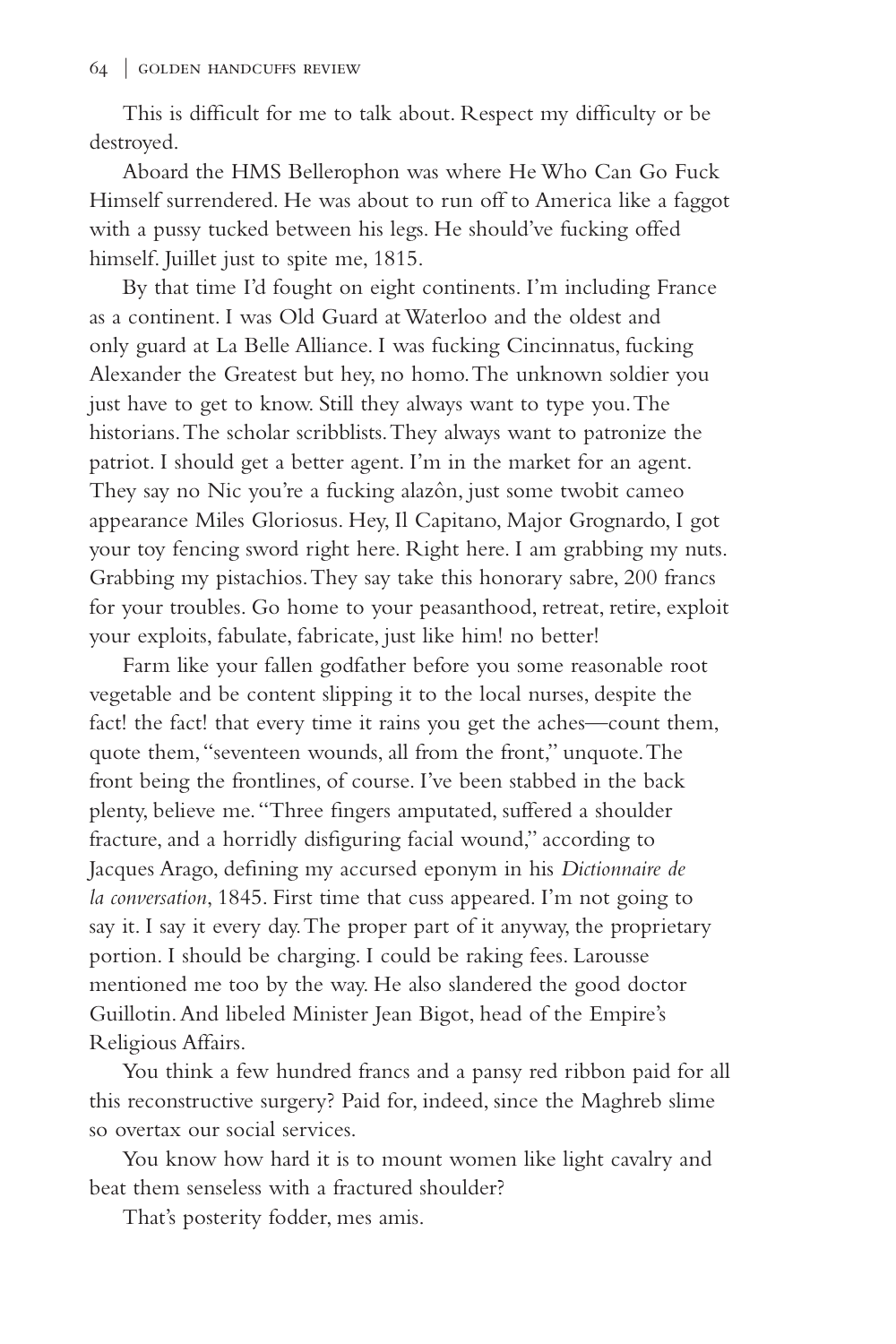This is difficult for me to talk about. Respect my difficulty or be destroyed.

Aboard the HMS Bellerophon was where He Who Can Go Fuck Himself surrendered. He was about to run off to America like a faggot with a pussy tucked between his legs. He should've fucking offed himself. Juillet just to spite me, 1815.

By that time I'd fought on eight continents. I'm including France as a continent. I was Old Guard at Waterloo and the oldest and only guard at La Belle Alliance. I was fucking Cincinnatus, fucking Alexander the Greatest but hey, no homo. The unknown soldier you just have to get to know. Still they always want to type you. The historians. The scholar scribblists. They always want to patronize the patriot. I should get a better agent. I'm in the market for an agent. They say no Nic you're a fucking alazôn, just some twobit cameo appearance Miles Gloriosus. Hey, Il Capitano, Major Grognardo, I got your toy fencing sword right here. Right here. I am grabbing my nuts. Grabbing my pistachios. They say take this honorary sabre, 200 francs for your troubles. Go home to your peasanthood, retreat, retire, exploit your exploits, fabulate, fabricate, just like him! no better!

Farm like your fallen godfather before you some reasonable root vegetable and be content slipping it to the local nurses, despite the fact! the fact! that every time it rains you get the aches—count them, quote them, "seventeen wounds, all from the front," unquote. The front being the frontlines, of course. I've been stabbed in the back plenty, believe me. "Three fingers amputated, suffered a shoulder fracture, and a horridly disfiguring facial wound," according to Jacques Arago, defining my accursed eponym in his *Dictionnaire de la conversation*, 1845. First time that cuss appeared. I'm not going to say it. I say it every day. The proper part of it anyway, the proprietary portion. I should be charging. I could be raking fees. Larousse mentioned me too by the way. He also slandered the good doctor Guillotin. And libeled Minister Jean Bigot, head of the Empire's Religious Affairs.

You think a few hundred francs and a pansy red ribbon paid for all this reconstructive surgery? Paid for, indeed, since the Maghreb slime so overtax our social services.

You know how hard it is to mount women like light cavalry and beat them senseless with a fractured shoulder?

That's posterity fodder, mes amis.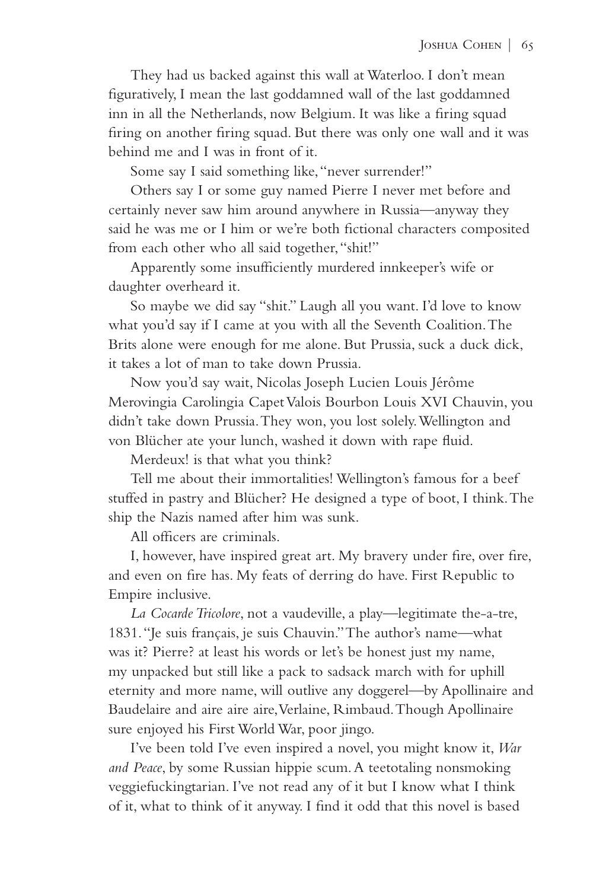They had us backed against this wall at Waterloo. I don't mean figuratively, I mean the last goddamned wall of the last goddamned inn in all the Netherlands, now Belgium. It was like a firing squad firing on another firing squad. But there was only one wall and it was behind me and I was in front of it.

Some say I said something like, "never surrender!"

Others say I or some guy named Pierre I never met before and certainly never saw him around anywhere in Russia—anyway they said he was me or I him or we're both fictional characters composited from each other who all said together, "shit!"

Apparently some insufficiently murdered innkeeper's wife or daughter overheard it.

So maybe we did say "shit." Laugh all you want. I'd love to know what you'd say if I came at you with all the Seventh Coalition. The Brits alone were enough for me alone. But Prussia, suck a duck dick, it takes a lot of man to take down Prussia.

Now you'd say wait, Nicolas Joseph Lucien Louis Jérôme Merovingia Carolingia Capet Valois Bourbon Louis XVI Chauvin, you didn't take down Prussia. They won, you lost solely. Wellington and von Blücher ate your lunch, washed it down with rape fluid.

Merdeux! is that what you think?

Tell me about their immortalities! Wellington's famous for a beef stuffed in pastry and Blücher? He designed a type of boot, I think. The ship the Nazis named after him was sunk.

All officers are criminals.

I, however, have inspired great art. My bravery under fire, over fire, and even on fire has. My feats of derring do have. First Republic to Empire inclusive.

*La Cocarde Tricolore*, not a vaudeville, a play—legitimate the-a-tre, 1831. "Je suis français, je suis Chauvin." The author's name—what was it? Pierre? at least his words or let's be honest just my name, my unpacked but still like a pack to sadsack march with for uphill eternity and more name, will outlive any doggerel—by Apollinaire and Baudelaire and aire aire aire, Verlaine, Rimbaud. Though Apollinaire sure enjoyed his First World War, poor jingo.

I've been told I've even inspired a novel, you might know it, *War and Peace*, by some Russian hippie scum. A teetotaling nonsmoking veggiefuckingtarian. I've not read any of it but I know what I think of it, what to think of it anyway. I find it odd that this novel is based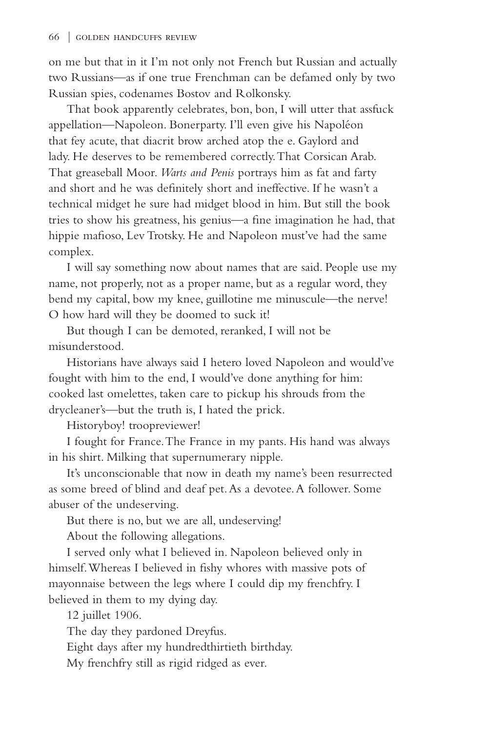on me but that in it I'm not only not French but Russian and actually two Russians—as if one true Frenchman can be defamed only by two Russian spies, codenames Bostov and Rolkonsky.

That book apparently celebrates, bon, bon, I will utter that assfuck appellation—Napoleon. Bonerparty. I'll even give his Napoléon that fey acute, that diacrit brow arched atop the e. Gaylord and lady. He deserves to be remembered correctly. That Corsican Arab. That greaseball Moor. *Warts and Penis* portrays him as fat and farty and short and he was definitely short and ineffective. If he wasn't a technical midget he sure had midget blood in him. But still the book tries to show his greatness, his genius—a fine imagination he had, that hippie mafioso, Lev Trotsky. He and Napoleon must've had the same complex.

I will say something now about names that are said. People use my name, not properly, not as a proper name, but as a regular word, they bend my capital, bow my knee, guillotine me minuscule—the nerve! O how hard will they be doomed to suck it!

But though I can be demoted, reranked, I will not be misunderstood.

Historians have always said I hetero loved Napoleon and would've fought with him to the end, I would've done anything for him: cooked last omelettes, taken care to pickup his shrouds from the drycleaner's—but the truth is, I hated the prick.

Historyboy! troopreviewer!

I fought for France. The France in my pants. His hand was always in his shirt. Milking that supernumerary nipple.

It's unconscionable that now in death my name's been resurrected as some breed of blind and deaf pet. As a devotee. A follower. Some abuser of the undeserving.

But there is no, but we are all, undeserving!

About the following allegations.

I served only what I believed in. Napoleon believed only in himself. Whereas I believed in fishy whores with massive pots of mayonnaise between the legs where I could dip my frenchfry. I believed in them to my dying day.

12 juillet 1906.

The day they pardoned Dreyfus.

Eight days after my hundredthirtieth birthday.

My frenchfry still as rigid ridged as ever.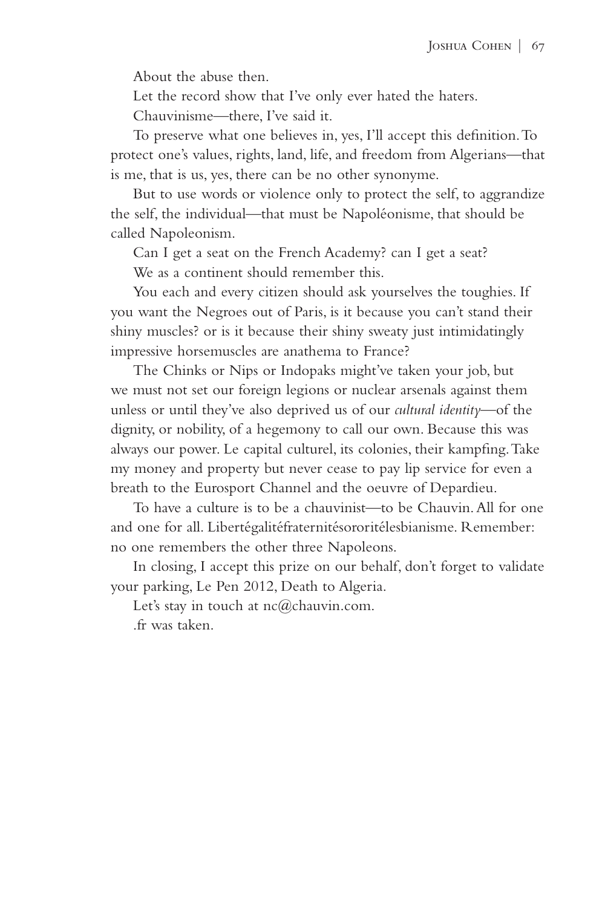About the abuse then.

Let the record show that I've only ever hated the haters.

Chauvinisme—there, I've said it.

To preserve what one believes in, yes, I'll accept this definition. To protect one's values, rights, land, life, and freedom from Algerians—that is me, that is us, yes, there can be no other synonyme.

But to use words or violence only to protect the self, to aggrandize the self, the individual—that must be Napoléonisme, that should be called Napoleonism.

Can I get a seat on the French Academy? can I get a seat?

We as a continent should remember this.

You each and every citizen should ask yourselves the toughies. If you want the Negroes out of Paris, is it because you can't stand their shiny muscles? or is it because their shiny sweaty just intimidatingly impressive horsemuscles are anathema to France?

The Chinks or Nips or Indopaks might've taken your job, but we must not set our foreign legions or nuclear arsenals against them unless or until they've also deprived us of our *cultural identity*—of the dignity, or nobility, of a hegemony to call our own. Because this was always our power. Le capital culturel, its colonies, their kampfing. Take my money and property but never cease to pay lip service for even a breath to the Eurosport Channel and the oeuvre of Depardieu.

To have a culture is to be a chauvinist—to be Chauvin. All for one and one for all. Libertégalitéfraternitésororitélesbianisme. Remember: no one remembers the other three Napoleons.

In closing, I accept this prize on our behalf, don't forget to validate your parking, Le Pen 2012, Death to Algeria.

Let's stay in touch at nc@chauvin.com.

.fr was taken.